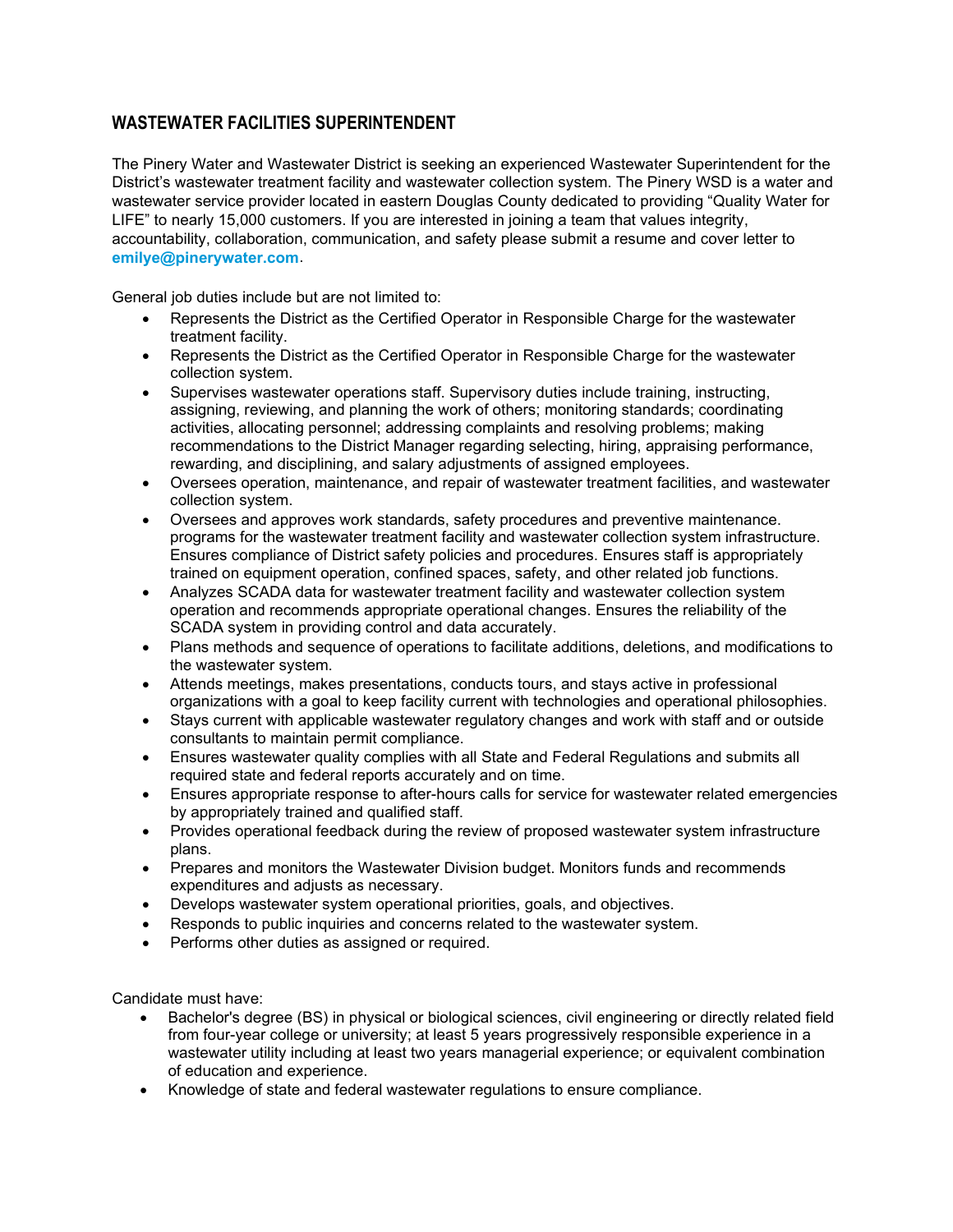## WASTEWATER FACILITIES SUPERINTENDENT

The Pinery Water and Wastewater District is seeking an experienced Wastewater Superintendent for the District's wastewater treatment facility and wastewater collection system. The Pinery WSD is a water and wastewater service provider located in eastern Douglas County dedicated to providing "Quality Water for LIFE" to nearly 15,000 customers. If you are interested in joining a team that values integrity, accountability, collaboration, communication, and safety please submit a resume and cover letter to **emilye@pinerywater.com**.

General job duties include but are not limited to:

- Represents the District as the Certified Operator in Responsible Charge for the wastewater treatment facility.
- Represents the District as the Certified Operator in Responsible Charge for the wastewater collection system.
- Supervises wastewater operations staff. Supervisory duties include training, instructing, assigning, reviewing, and planning the work of others; monitoring standards; coordinating activities, allocating personnel; addressing complaints and resolving problems; making recommendations to the District Manager regarding selecting, hiring, appraising performance, rewarding, and disciplining, and salary adjustments of assigned employees.
- Oversees operation, maintenance, and repair of wastewater treatment facilities, and wastewater collection system.
- Oversees and approves work standards, safety procedures and preventive maintenance. programs for the wastewater treatment facility and wastewater collection system infrastructure. Ensures compliance of District safety policies and procedures. Ensures staff is appropriately trained on equipment operation, confined spaces, safety, and other related job functions.
- Analyzes SCADA data for wastewater treatment facility and wastewater collection system operation and recommends appropriate operational changes. Ensures the reliability of the SCADA system in providing control and data accurately.
- Plans methods and sequence of operations to facilitate additions, deletions, and modifications to the wastewater system.
- Attends meetings, makes presentations, conducts tours, and stays active in professional organizations with a goal to keep facility current with technologies and operational philosophies.
- Stays current with applicable wastewater regulatory changes and work with staff and or outside consultants to maintain permit compliance.
- Ensures wastewater quality complies with all State and Federal Regulations and submits all required state and federal reports accurately and on time.
- Ensures appropriate response to after-hours calls for service for wastewater related emergencies by appropriately trained and qualified staff.
- Provides operational feedback during the review of proposed wastewater system infrastructure plans.
- Prepares and monitors the Wastewater Division budget. Monitors funds and recommends expenditures and adjusts as necessary.
- Develops wastewater system operational priorities, goals, and objectives.
- Responds to public inquiries and concerns related to the wastewater system.
- Performs other duties as assigned or required.

Candidate must have:

- Bachelor's degree (BS) in physical or biological sciences, civil engineering or directly related field from four-year college or university; at least 5 years progressively responsible experience in a wastewater utility including at least two years managerial experience; or equivalent combination of education and experience.
- Knowledge of state and federal wastewater regulations to ensure compliance.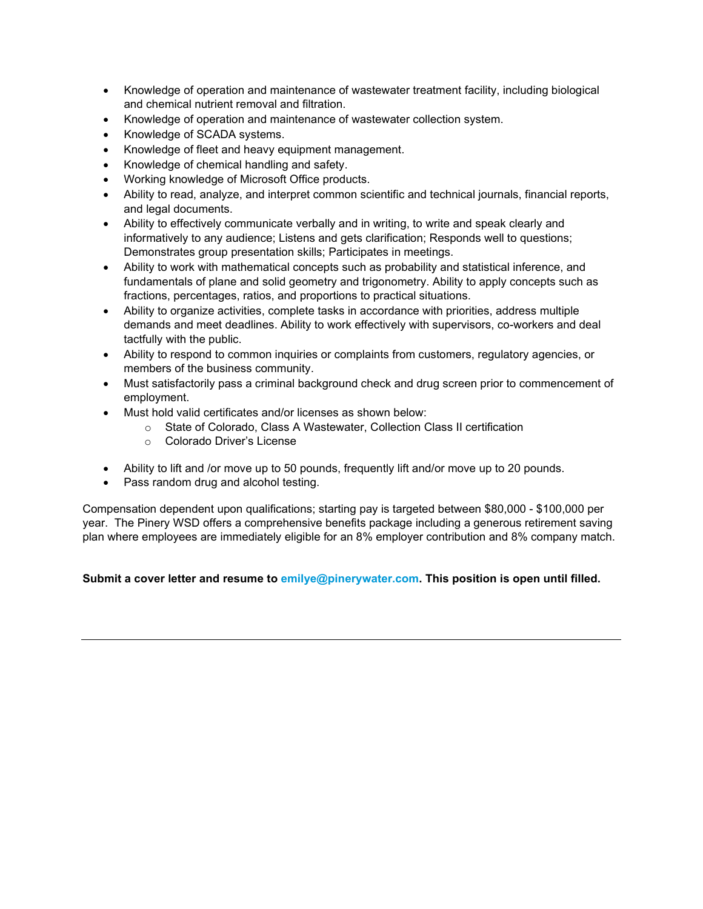- Knowledge of operation and maintenance of wastewater treatment facility, including biological and chemical nutrient removal and filtration.
- Knowledge of operation and maintenance of wastewater collection system.
- Knowledge of SCADA systems.
- Knowledge of fleet and heavy equipment management.
- Knowledge of chemical handling and safety.
- Working knowledge of Microsoft Office products.
- Ability to read, analyze, and interpret common scientific and technical journals, financial reports, and legal documents.
- Ability to effectively communicate verbally and in writing, to write and speak clearly and informatively to any audience; Listens and gets clarification; Responds well to questions; Demonstrates group presentation skills; Participates in meetings.
- Ability to work with mathematical concepts such as probability and statistical inference, and fundamentals of plane and solid geometry and trigonometry. Ability to apply concepts such as fractions, percentages, ratios, and proportions to practical situations.
- Ability to organize activities, complete tasks in accordance with priorities, address multiple demands and meet deadlines. Ability to work effectively with supervisors, co-workers and deal tactfully with the public.
- Ability to respond to common inquiries or complaints from customers, regulatory agencies, or members of the business community.
- Must satisfactorily pass a criminal background check and drug screen prior to commencement of employment.
- Must hold valid certificates and/or licenses as shown below:
    - State of Colorado, Class A Wastewater, Collection Class II certification
    - Colorado Driver's License

- Ability to lift and /or move up to 50 pounds, frequently lift and/or move up to 20 pounds.
- Pass random drug and alcohol testing.

Compensation dependent upon qualifications; starting pay is targeted between $80,000 - $100,000 per year. The Pinery WSD offers a comprehensive benefits package including a generous retirement saving plan where employees are immediately eligible for an 8% employer contribution and 8% company match.

**Submit a cover letter and resume to emilye@pinerywater.com. This position is open until filled.**